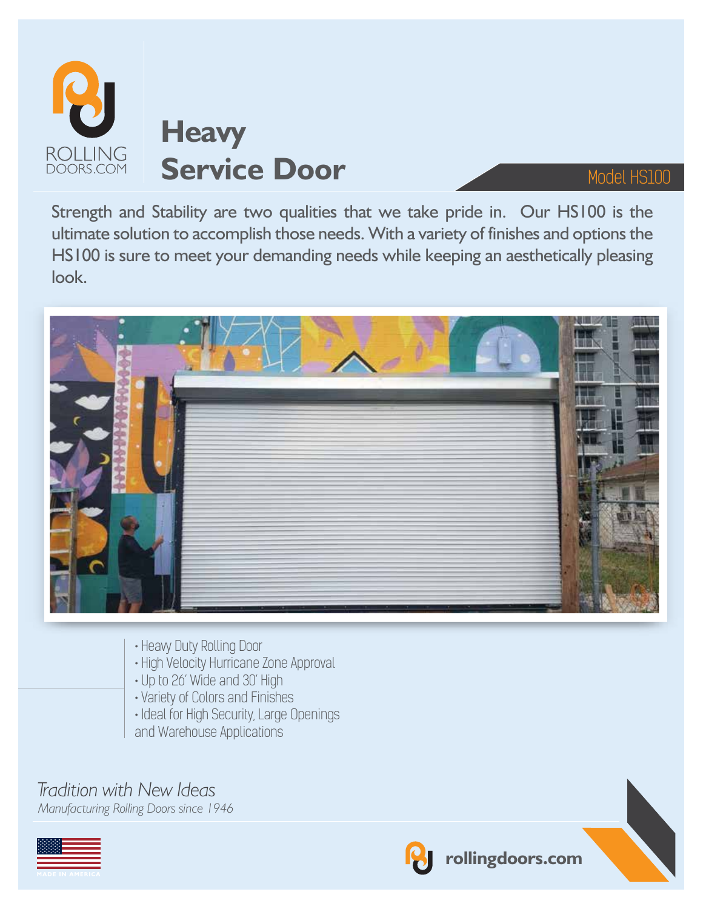ROLLING DOORS.COM

# Heavy Service Door

Model HS100

Strength and Stability are two qualities that we take pride in. Our HS100 is the ultimate solution to accomplish those needs. With a variety of finishes and options the HS100 is sure to meet your demanding needs while keeping an aesthetically pleasing look.

- Heavy Duty Rolling Door
- High Velocity Hurricane Zone Approval
- Up to 26' Wide and 30' High
- Variety of Colors and Finishes
- Ideal for High Security, Large Openings and Warehouse Applications

*Tradition with New Ideas*

*Manufacturing Rolling Doors since 1946*

MADE IN AMERICA

**rollingdoors.com**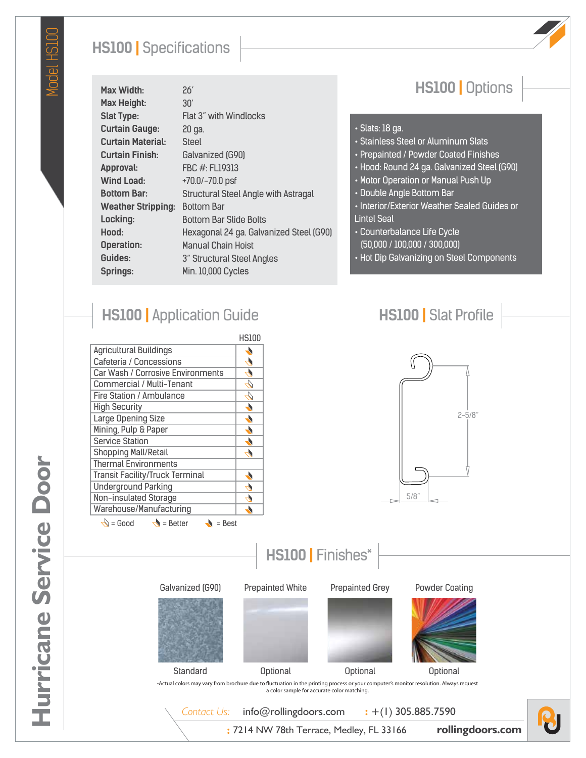# HS100 | Specifications

| | |
|---|---|
| **Max Width:** | 26′ |
| **Max Height:** | 30′ |
| **Slat Type:** | Flat 3″ with Windlocks |
| **Curtain Gauge:** | 20 ga. |
| **Curtain Material:** | Steel |
| **Curtain Finish:** | Galvanized (G90) |
| **Approval:** | FBC #: FL19313 |
| **Wind Load:** | +70.0/–70.0 psf |
| **Bottom Bar:** | Structural Steel Angle with Astragal |
| **Weather Stripping:** | Bottom Bar |
| **Locking:** | Bottom Bar Slide Bolts |
| **Hood:** | Hexagonal 24 ga. Galvanized Steel (G90) |
| **Operation:** | Manual Chain Hoist |
| **Guides:** | 3″ Structural Steel Angles |
| **Springs:** | Min. 10,000 Cycles |

## HS100 | Options

- Slats: 18 ga.
- Stainless Steel or Aluminum Slats
- Prepainted / Powder Coated Finishes
- Hood: Round 24 ga. Galvanized Steel (G90)
- Motor Operation or Manual Push Up
- Double Angle Bottom Bar
- Interior/Exterior Weather Sealed Guides or Lintel Seal
- Counterbalance Life Cycle (50,000 / 100,000 / 300,000)
- Hot Dip Galvanizing on Steel Components

## HS100 | Application Guide

| | HS100 |
|---|---|
| Agricultural Buildings | Best |
| Cafeteria / Concessions | Better |
| Car Wash / Corrosive Environments | Better |
| Commercial / Multi-Tenant | Good |
| Fire Station / Ambulance | Good |
| High Security | Better |
| Large Opening Size | Best |
| Mining, Pulp & Paper | Better |
| Service Station | Better |
| Shopping Mall/Retail | Better |
| Thermal Environments | |
| Transit Facility/Truck Terminal | Best |
| Underground Parking | Better |
| Non-insulated Storage | Better |
| Warehouse/Manufacturing | Best |

= Good = Better = Best

## HS100 | Slat Profile

2-5/8″

5/8″

## HS100 | Finishes*

| Galvanized (G90) | Prepainted White | Prepainted Grey | Powder Coating |
|---|---|---|---|
| Standard | Optional | Optional | Optional |

•Actual colors may vary from brochure due to fluctuation in the printing process or your computer's monitor resolution. Always request a color sample for accurate color matching.

Contact Us: info@rollingdoors.com : +(1) 305.885.7590

: 7214 NW 78th Terrace, Medley, FL 33166 rollingdoors.com

Model HS100

Hurricane Service Door